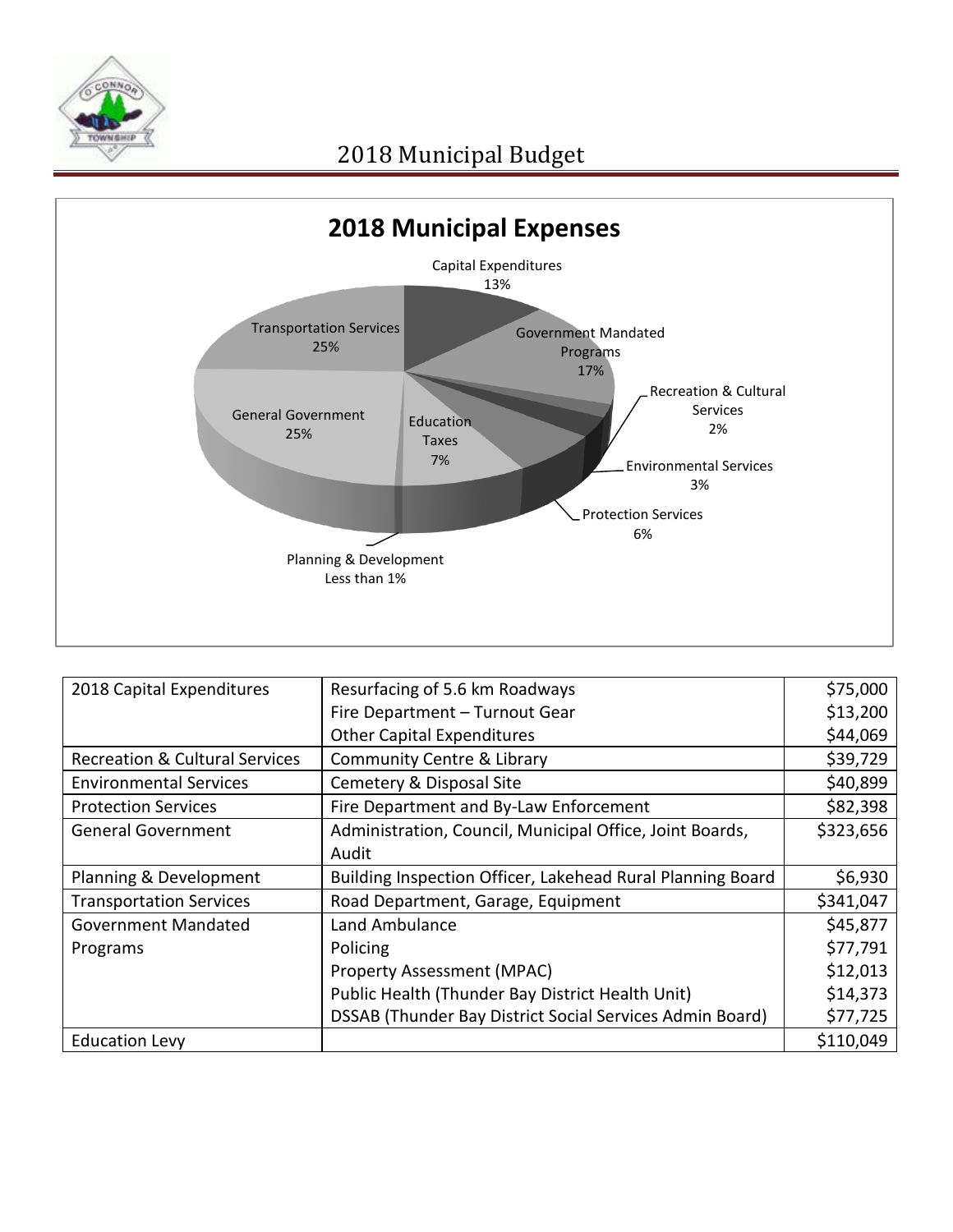# 2018 Municipal Budget

## 2018 Municipal Expenses

Capital Expenditures 13%

Government Mandated Programs 17%

Recreation & Cultural Services 2%

Environmental Services 3%

Protection Services 6%

Planning & Development Less than 1%

Education Taxes 7%

General Government 25%

Transportation Services 25%

| 2018 Capital Expenditures | Resurfacing of 5.6 km Roadways | $75,000 |
|---|---|---|
| | Fire Department – Turnout Gear | $13,200 |
| | Other Capital Expenditures | $44,069 |
| Recreation & Cultural Services | Community Centre & Library | $39,729 |
| Environmental Services | Cemetery & Disposal Site | $40,899 |
| Protection Services | Fire Department and By-Law Enforcement | $82,398 |
| General Government | Administration, Council, Municipal Office, Joint Boards, Audit | $323,656 |
| Planning & Development | Building Inspection Officer, Lakehead Rural Planning Board | $6,930 |
| Transportation Services | Road Department, Garage, Equipment | $341,047 |
| Government Mandated Programs | Land Ambulance | $45,877 |
| | Policing | $77,791 |
| | Property Assessment (MPAC) | $12,013 |
| | Public Health (Thunder Bay District Health Unit) | $14,373 |
| | DSSAB (Thunder Bay District Social Services Admin Board) | $77,725 |
| Education Levy | | $110,049 |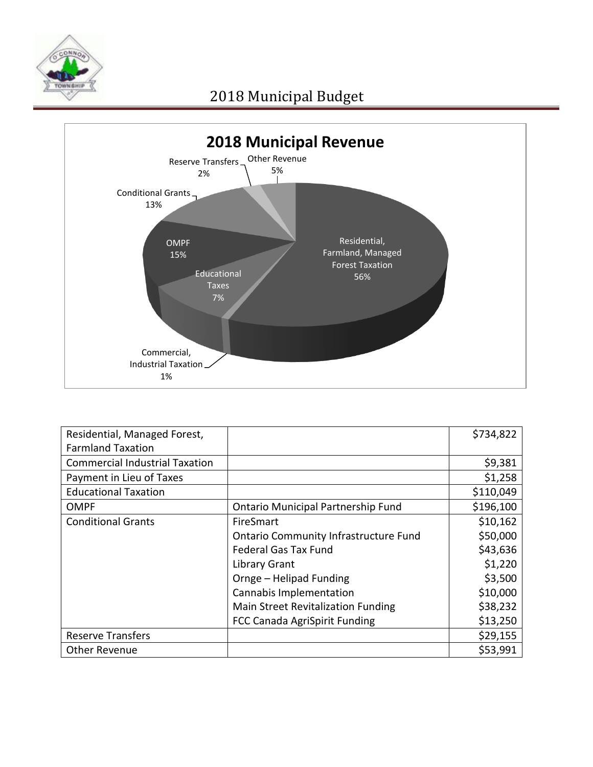# 2018 Municipal Budget

2018 Municipal Revenue

Reserve Transfers 2%

Other Revenue 5%

Conditional Grants 13%

OMPF 15%

Educational Taxes 7%

Residential, Farmland, Managed Forest Taxation 56%

Commercial, Industrial Taxation 1%

| | | |
|---|---|---|
| Residential, Managed Forest, Farmland Taxation | | $734,822 |
| Commercial Industrial Taxation | | $9,381 |
| Payment in Lieu of Taxes | | $1,258 |
| Educational Taxation | | $110,049 |
| OMPF | Ontario Municipal Partnership Fund | $196,100 |
| Conditional Grants | FireSmart | $10,162 |
| | Ontario Community Infrastructure Fund | $50,000 |
| | Federal Gas Tax Fund | $43,636 |
| | Library Grant | $1,220 |
| | Ornge – Helipad Funding | $3,500 |
| | Cannabis Implementation | $10,000 |
| | Main Street Revitalization Funding | $38,232 |
| | FCC Canada AgriSpirit Funding | $13,250 |
| Reserve Transfers | | $29,155 |
| Other Revenue | | $53,991 |